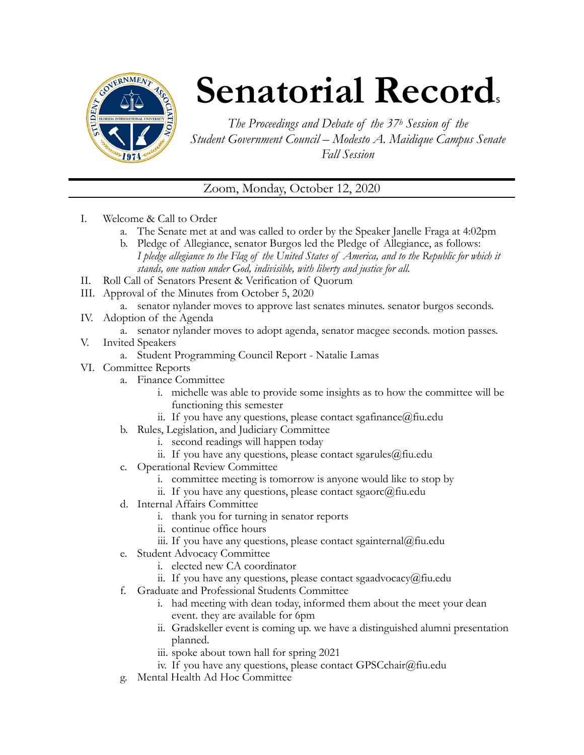# Senatorial Records

*The Proceedings and Debate of the 37th Session of the Student Government Council – Modesto A. Maidique Campus Senate Fall Session*

Zoom, Monday, October 12, 2020

I. Welcome & Call to Order
   a. The Senate met at and was called to order by the Speaker Janelle Fraga at 4:02pm
   b. Pledge of Allegiance, senator Burgos led the Pledge of Allegiance, as follows: *I pledge allegiance to the Flag of the United States of America, and to the Republic for which it stands, one nation under God, indivisible, with liberty and justice for all.*

II. Roll Call of Senators Present & Verification of Quorum

III. Approval of the Minutes from October 5, 2020
   a. senator nylander moves to approve last senates minutes. senator burgos seconds.

IV. Adoption of the Agenda
   a. senator nylander moves to adopt agenda, senator macgee seconds. motion passes.

V. Invited Speakers
   a. Student Programming Council Report - Natalie Lamas

VI. Committee Reports
   a. Finance Committee
      i. michelle was able to provide some insights as to how the committee will be functioning this semester
      ii. If you have any questions, please contact sgafinance@fiu.edu
   b. Rules, Legislation, and Judiciary Committee
      i. second readings will happen today
      ii. If you have any questions, please contact sgarules@fiu.edu
   c. Operational Review Committee
      i. committee meeting is tomorrow is anyone would like to stop by
      ii. If you have any questions, please contact sgaorc@fiu.edu
   d. Internal Affairs Committee
      i. thank you for turning in senator reports
      ii. continue office hours
      iii. If you have any questions, please contact sgainternal@fiu.edu
   e. Student Advocacy Committee
      i. elected new CA coordinator
      ii. If you have any questions, please contact sgaadvocacy@fiu.edu
   f. Graduate and Professional Students Committee
      i. had meeting with dean today, informed them about the meet your dean event. they are available for 6pm
      ii. Gradskeller event is coming up. we have a distinguished alumni presentation planned.
      iii. spoke about town hall for spring 2021
      iv. If you have any questions, please contact GPSCchair@fiu.edu
   g. Mental Health Ad Hoc Committee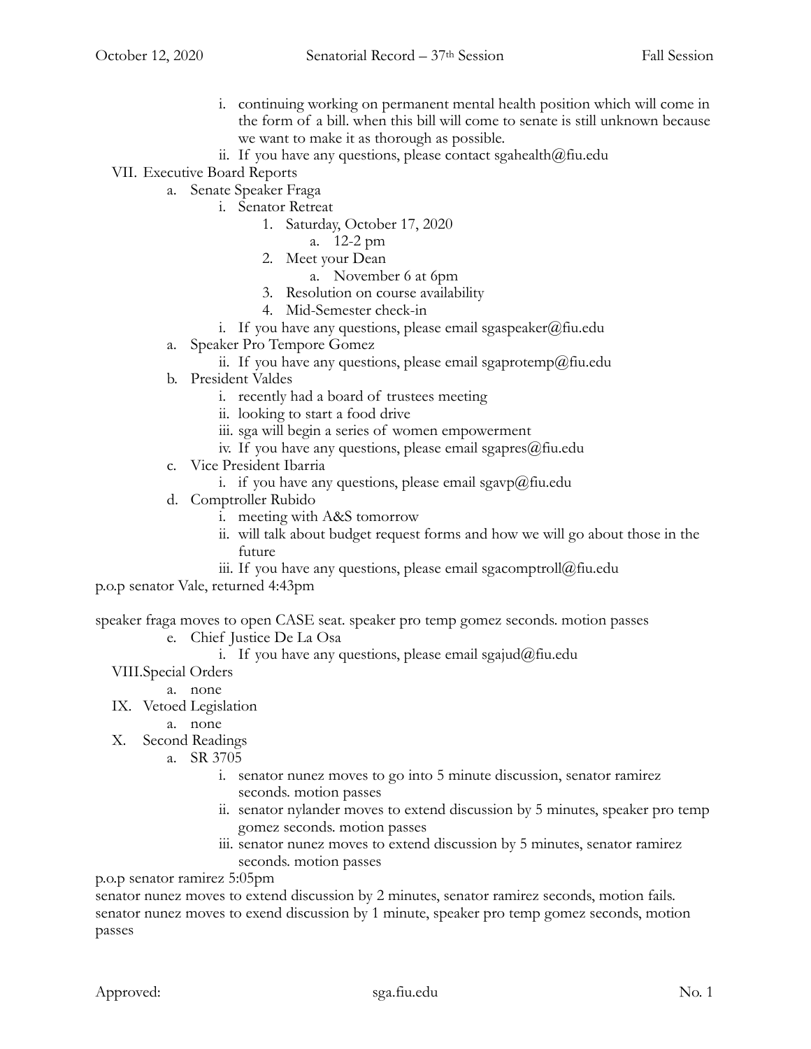i. continuing working on permanent mental health position which will come in the form of a bill. when this bill will come to senate is still unknown because we want to make it as thorough as possible.
   ii. If you have any questions, please contact sgahealth@fiu.edu

VII. Executive Board Reports

   a. Senate Speaker Fraga
      i. Senator Retreat
         1. Saturday, October 17, 2020
            a. 12-2 pm
         2. Meet your Dean
            a. November 6 at 6pm
         3. Resolution on course availability
         4. Mid-Semester check-in
      i. If you have any questions, please email sgaspeaker@fiu.edu
   a. Speaker Pro Tempore Gomez
      ii. If you have any questions, please email sgaprotemp@fiu.edu
   b. President Valdes
      i. recently had a board of trustees meeting
      ii. looking to start a food drive
      iii. sga will begin a series of women empowerment
      iv. If you have any questions, please email sgapres@fiu.edu
   c. Vice President Ibarria
      i. if you have any questions, please email sgavp@fiu.edu
   d. Comptroller Rubido
      i. meeting with A&S tomorrow
      ii. will talk about budget request forms and how we will go about those in the future
      iii. If you have any questions, please email sgacomptroll@fiu.edu

p.o.p senator Vale, returned 4:43pm

speaker fraga moves to open CASE seat. speaker pro temp gomez seconds. motion passes

   e. Chief Justice De La Osa
      i. If you have any questions, please email sgajud@fiu.edu

VIII. Special Orders

   a. none

IX. Vetoed Legislation

   a. none

X. Second Readings

   a. SR 3705
      i. senator nunez moves to go into 5 minute discussion, senator ramirez seconds. motion passes
      ii. senator nylander moves to extend discussion by 5 minutes, speaker pro temp gomez seconds. motion passes
      iii. senator nunez moves to extend discussion by 5 minutes, senator ramirez seconds. motion passes

p.o.p senator ramirez 5:05pm

senator nunez moves to extend discussion by 2 minutes, senator ramirez seconds, motion fails.
senator nunez moves to exend discussion by 1 minute, speaker pro temp gomez seconds, motion passes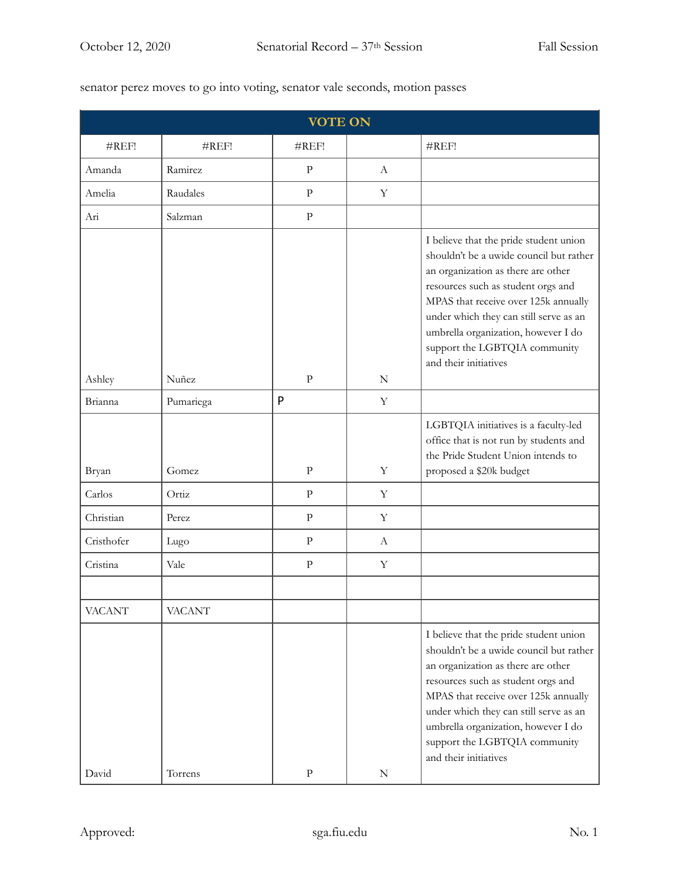senator perez moves to go into voting, senator vale seconds, motion passes

| VOTE ON | | | | |
|---|---|---|---|---|
| #REF! | #REF! | #REF! | | #REF! |
| Amanda | Ramirez | P | A | |
| Amelia | Raudales | P | Y | |
| Ari | Salzman | P | | |
| Ashley | Nuñez | P | N | I believe that the pride student union shouldn't be a uwide council but rather an organization as there are other resources such as student orgs and MPAS that receive over 125k annually under which they can still serve as an umbrella organization, however I do support the LGBTQIA community and their initiatives |
| Brianna | Pumariega | P | Y | |
| Bryan | Gomez | P | Y | LGBTQIA initiatives is a faculty-led office that is not run by students and the Pride Student Union intends to proposed a $20k budget |
| Carlos | Ortiz | P | Y | |
| Christian | Perez | P | Y | |
| Cristhofer | Lugo | P | A | |
| Cristina | Vale | P | Y | |
| | | | | |
| VACANT | VACANT | | | |
| David | Torrens | P | N | I believe that the pride student union shouldn't be a uwide council but rather an organization as there are other resources such as student orgs and MPAS that receive over 125k annually under which they can still serve as an umbrella organization, however I do support the LGBTQIA community and their initiatives |

Approved: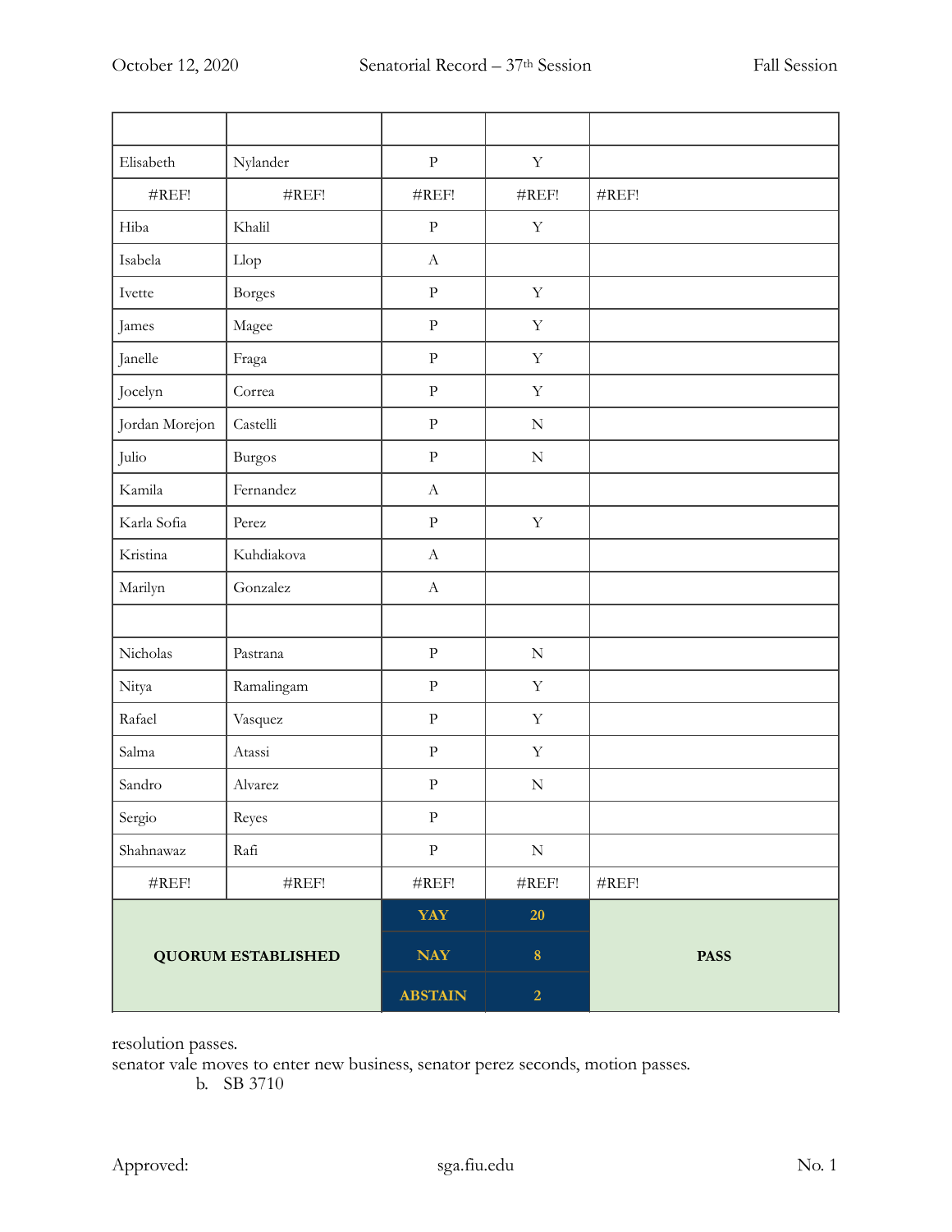| | | | | |
|---|---|---|---|---|
| Elisabeth | Nylander | P | Y | |
| #REF! | #REF! | #REF! | #REF! | #REF! |
| Hiba | Khalil | P | Y | |
| Isabela | Llop | A | | |
| Ivette | Borges | P | Y | |
| James | Magee | P | Y | |
| Janelle | Fraga | P | Y | |
| Jocelyn | Correa | P | Y | |
| Jordan Morejon | Castelli | P | N | |
| Julio | Burgos | P | N | |
| Kamila | Fernandez | A | | |
| Karla Sofia | Perez | P | Y | |
| Kristina | Kuhdiakova | A | | |
| Marilyn | Gonzalez | A | | |
| | | | | |
| Nicholas | Pastrana | P | N | |
| Nitya | Ramalingam | P | Y | |
| Rafael | Vasquez | P | Y | |
| Salma | Atassi | P | Y | |
| Sandro | Alvarez | P | N | |
| Sergio | Reyes | P | | |
| Shahnawaz | Rafi | P | N | |
| #REF! | #REF! | #REF! | #REF! | #REF! |
| **QUORUM ESTABLISHED** | | **YAY** | **20** | **PASS** |
| | | **NAY** | **8** | |
| | | **ABSTAIN** | **2** | |

resolution passes.
senator vale moves to enter new business, senator perez seconds, motion passes.

b. SB 3710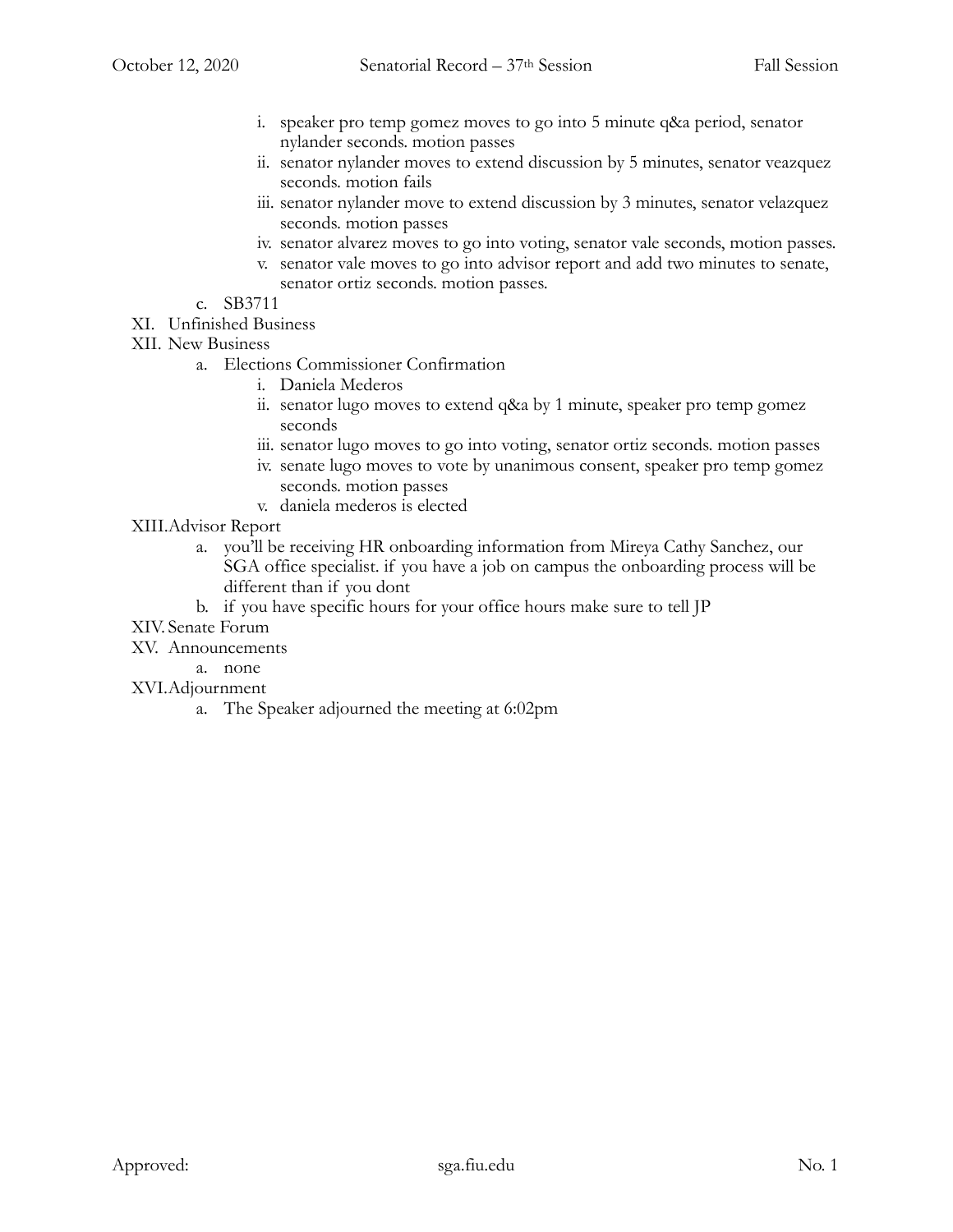i. speaker pro temp gomez moves to go into 5 minute q&a period, senator nylander seconds. motion passes
ii. senator nylander moves to extend discussion by 5 minutes, senator veazquez seconds. motion fails
iii. senator nylander move to extend discussion by 3 minutes, senator velazquez seconds. motion passes
iv. senator alvarez moves to go into voting, senator vale seconds, motion passes.
v. senator vale moves to go into advisor report and add two minutes to senate, senator ortiz seconds. motion passes.

c. SB3711

XI. Unfinished Business

XII. New Business

a. Elections Commissioner Confirmation

i. Daniela Mederos
ii. senator lugo moves to extend q&a by 1 minute, speaker pro temp gomez seconds
iii. senator lugo moves to go into voting, senator ortiz seconds. motion passes
iv. senate lugo moves to vote by unanimous consent, speaker pro temp gomez seconds. motion passes
v. daniela mederos is elected

XIII. Advisor Report

a. you'll be receiving HR onboarding information from Mireya Cathy Sanchez, our SGA office specialist. if you have a job on campus the onboarding process will be different than if you dont
b. if you have specific hours for your office hours make sure to tell JP

XIV. Senate Forum

XV. Announcements

a. none

XVI. Adjournment

a. The Speaker adjourned the meeting at 6:02pm

Approved: